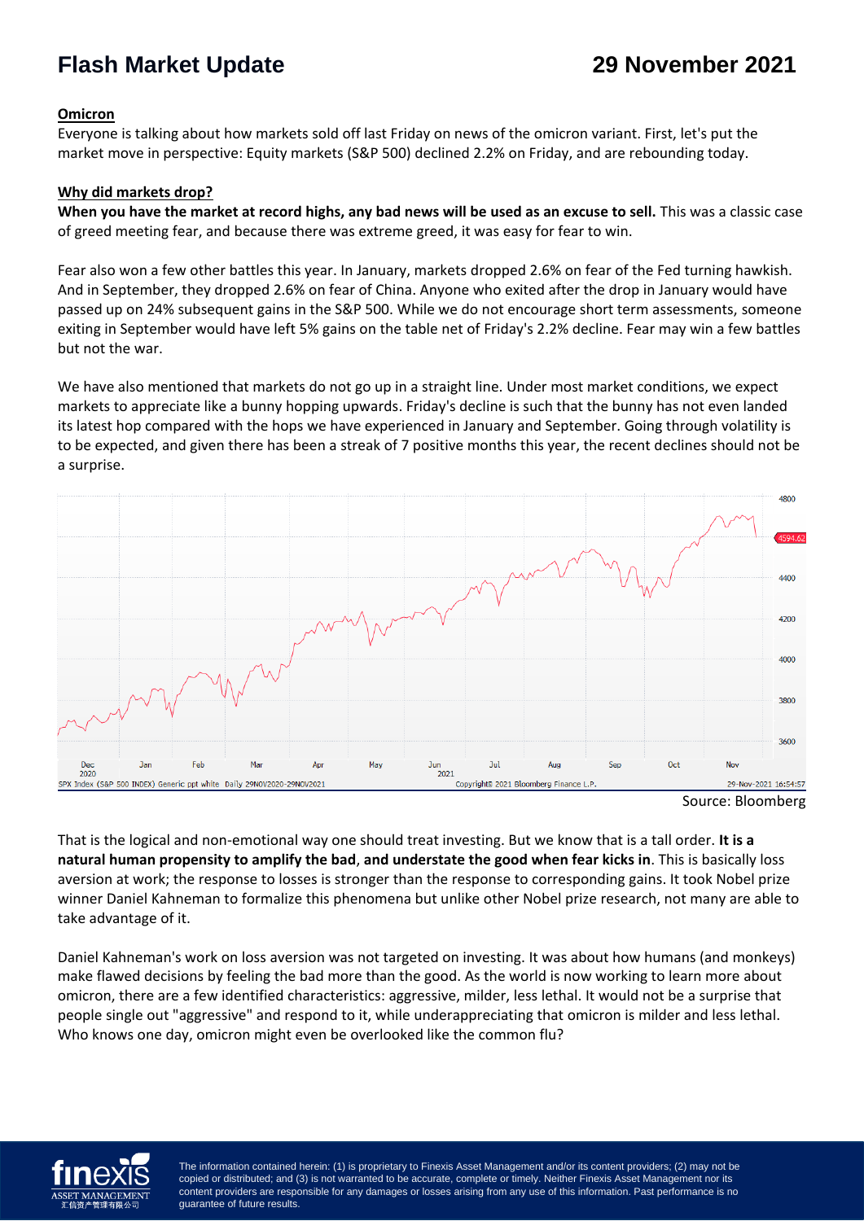# Flash Market Update

**29 November 2021**

## Omicron

Everyone is talking about how markets sold off last Friday on news of the omicron variant. First, let's put the market move in perspective: Equity markets (S&P 500) declined 2.2% on Friday, and are rebounding today.

## Why did markets drop?

**When you have the market at record highs, any bad news will be used as an excuse to sell.** This was a classic case of greed meeting fear, and because there was extreme greed, it was easy for fear to win.

Fear also won a few other battles this year. In January, markets dropped 2.6% on fear of the Fed turning hawkish. And in September, they dropped 2.6% on fear of China. Anyone who exited after the drop in January would have passed up on 24% subsequent gains in the S&P 500. While we do not encourage short term assessments, someone exiting in September would have left 5% gains on the table net of Friday's 2.2% decline. Fear may win a few battles but not the war.

We have also mentioned that markets do not go up in a straight line. Under most market conditions, we expect markets to appreciate like a bunny hopping upwards. Friday's decline is such that the bunny has not even landed its latest hop compared with the hops we have experienced in January and September. Going through volatility is to be expected, and given there has been a streak of 7 positive months this year, the recent declines should not be a surprise.

Source: Bloomberg

That is the logical and non-emotional way one should treat investing. But we know that is a tall order. **It is a natural human propensity to amplify the bad**, **and understate the good when fear kicks in**. This is basically loss aversion at work; the response to losses is stronger than the response to corresponding gains. It took Nobel prize winner Daniel Kahneman to formalize this phenomena but unlike other Nobel prize research, not many are able to take advantage of it.

Daniel Kahneman's work on loss aversion was not targeted on investing. It was about how humans (and monkeys) make flawed decisions by feeling the bad more than the good. As the world is now working to learn more about omicron, there are a few identified characteristics: aggressive, milder, less lethal. It would not be a surprise that people single out "aggressive" and respond to it, while underappreciating that omicron is milder and less lethal. Who knows one day, omicron might even be overlooked like the common flu?

The information contained herein: (1) is proprietary to Finexis Asset Management and/or its content providers; (2) may not be copied or distributed; and (3) is not warranted to be accurate, complete or timely. Neither Finexis Asset Management nor its content providers are responsible for any damages or losses arising from any use of this information. Past performance is no guarantee of future results.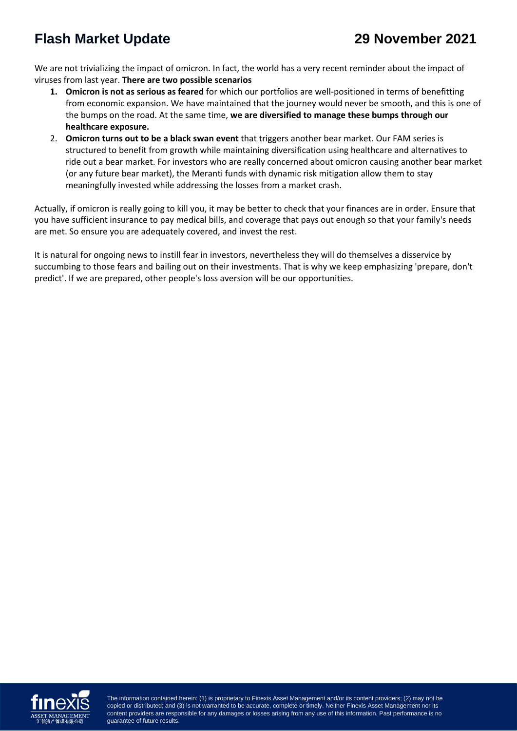We are not trivializing the impact of omicron. In fact, the world has a very recent reminder about the impact of viruses from last year. **There are two possible scenarios**

1. **Omicron is not as serious as feared** for which our portfolios are well-positioned in terms of benefitting from economic expansion. We have maintained that the journey would never be smooth, and this is one of the bumps on the road. At the same time, **we are diversified to manage these bumps through our healthcare exposure.**
2. **Omicron turns out to be a black swan event** that triggers another bear market. Our FAM series is structured to benefit from growth while maintaining diversification using healthcare and alternatives to ride out a bear market. For investors who are really concerned about omicron causing another bear market (or any future bear market), the Meranti funds with dynamic risk mitigation allow them to stay meaningfully invested while addressing the losses from a market crash.

Actually, if omicron is really going to kill you, it may be better to check that your finances are in order. Ensure that you have sufficient insurance to pay medical bills, and coverage that pays out enough so that your family's needs are met. So ensure you are adequately covered, and invest the rest.

It is natural for ongoing news to instill fear in investors, nevertheless they will do themselves a disservice by succumbing to those fears and bailing out on their investments. That is why we keep emphasizing 'prepare, don't predict'. If we are prepared, other people's loss aversion will be our opportunities.